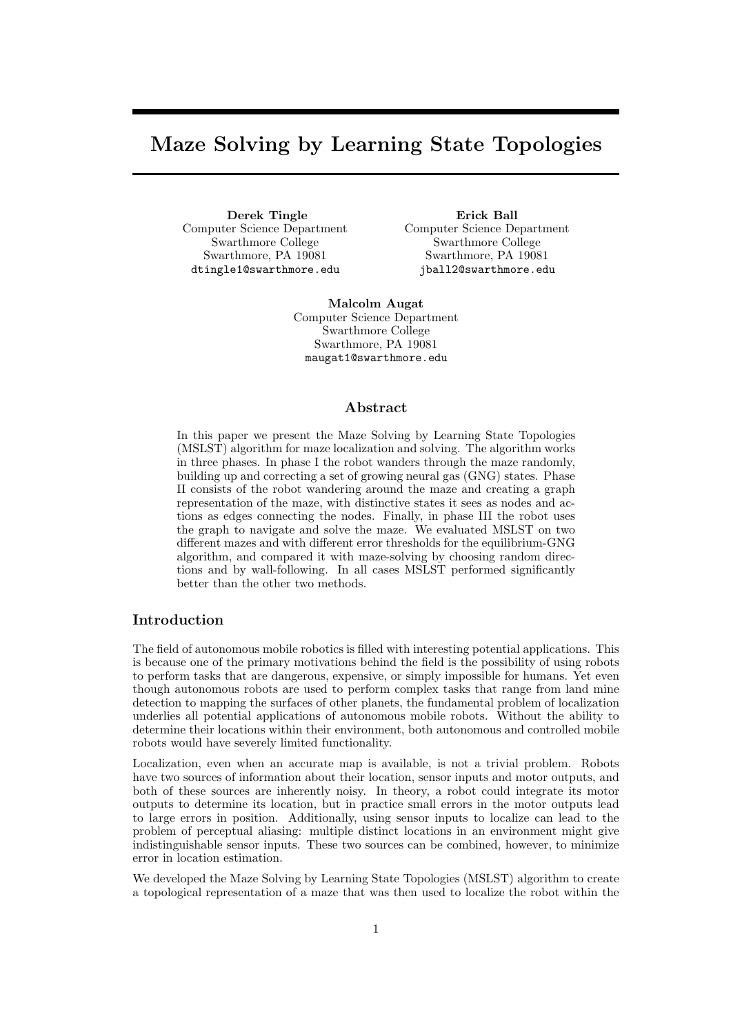# Maze Solving by Learning State Topologies

**Derek Tingle**
Computer Science Department
Swarthmore College
Swarthmore, PA 19081
dtingle1@swarthmore.edu

**Erick Ball**
Computer Science Department
Swarthmore College
Swarthmore, PA 19081
jball2@swarthmore.edu

**Malcolm Augat**
Computer Science Department
Swarthmore College
Swarthmore, PA 19081
maugat1@swarthmore.edu

## Abstract

In this paper we present the Maze Solving by Learning State Topologies (MSLST) algorithm for maze localization and solving. The algorithm works in three phases. In phase I the robot wanders through the maze randomly, building up and correcting a set of growing neural gas (GNG) states. Phase II consists of the robot wandering around the maze and creating a graph representation of the maze, with distinctive states it sees as nodes and actions as edges connecting the nodes. Finally, in phase III the robot uses the graph to navigate and solve the maze. We evaluated MSLST on two different mazes and with different error thresholds for the equilibrium-GNG algorithm, and compared it with maze-solving by choosing random directions and by wall-following. In all cases MSLST performed significantly better than the other two methods.

## Introduction

The field of autonomous mobile robotics is filled with interesting potential applications. This is because one of the primary motivations behind the field is the possibility of using robots to perform tasks that are dangerous, expensive, or simply impossible for humans. Yet even though autonomous robots are used to perform complex tasks that range from land mine detection to mapping the surfaces of other planets, the fundamental problem of localization underlies all potential applications of autonomous mobile robots. Without the ability to determine their locations within their environment, both autonomous and controlled mobile robots would have severely limited functionality.

Localization, even when an accurate map is available, is not a trivial problem. Robots have two sources of information about their location, sensor inputs and motor outputs, and both of these sources are inherently noisy. In theory, a robot could integrate its motor outputs to determine its location, but in practice small errors in the motor outputs lead to large errors in position. Additionally, using sensor inputs to localize can lead to the problem of perceptual aliasing: multiple distinct locations in an environment might give indistinguishable sensor inputs. These two sources can be combined, however, to minimize error in location estimation.

We developed the Maze Solving by Learning State Topologies (MSLST) algorithm to create a topological representation of a maze that was then used to localize the robot within the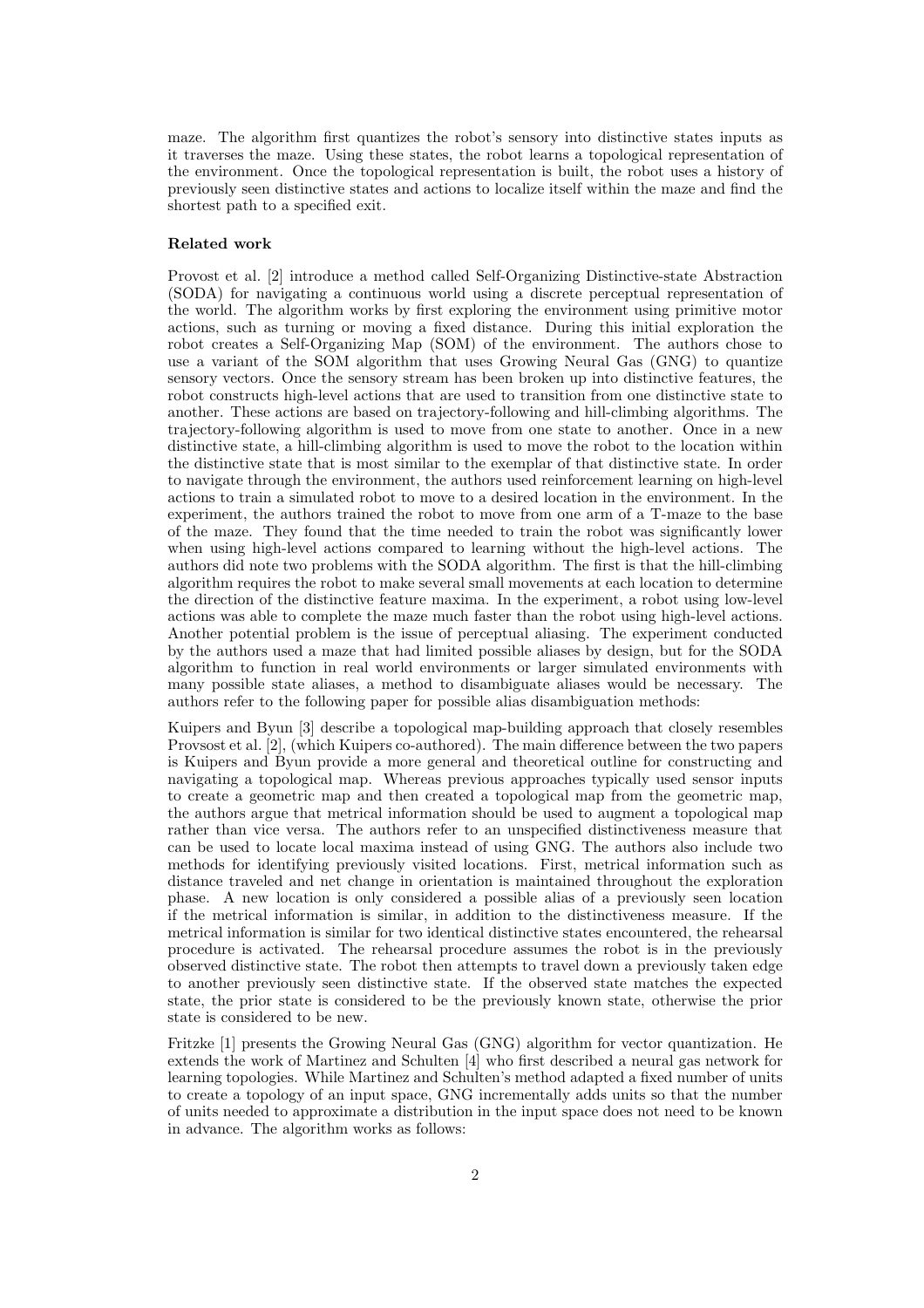maze. The algorithm first quantizes the robot's sensory into distinctive states inputs as it traverses the maze. Using these states, the robot learns a topological representation of the environment. Once the topological representation is built, the robot uses a history of previously seen distinctive states and actions to localize itself within the maze and find the shortest path to a specified exit.

**Related work**

Provost et al. [2] introduce a method called Self-Organizing Distinctive-state Abstraction (SODA) for navigating a continuous world using a discrete perceptual representation of the world. The algorithm works by first exploring the environment using primitive motor actions, such as turning or moving a fixed distance. During this initial exploration the robot creates a Self-Organizing Map (SOM) of the environment. The authors chose to use a variant of the SOM algorithm that uses Growing Neural Gas (GNG) to quantize sensory vectors. Once the sensory stream has been broken up into distinctive features, the robot constructs high-level actions that are used to transition from one distinctive state to another. These actions are based on trajectory-following and hill-climbing algorithms. The trajectory-following algorithm is used to move from one state to another. Once in a new distinctive state, a hill-climbing algorithm is used to move the robot to the location within the distinctive state that is most similar to the exemplar of that distinctive state. In order to navigate through the environment, the authors used reinforcement learning on high-level actions to train a simulated robot to move to a desired location in the environment. In the experiment, the authors trained the robot to move from one arm of a T-maze to the base of the maze. They found that the time needed to train the robot was significantly lower when using high-level actions compared to learning without the high-level actions. The authors did note two problems with the SODA algorithm. The first is that the hill-climbing algorithm requires the robot to make several small movements at each location to determine the direction of the distinctive feature maxima. In the experiment, a robot using low-level actions was able to complete the maze much faster than the robot using high-level actions. Another potential problem is the issue of perceptual aliasing. The experiment conducted by the authors used a maze that had limited possible aliases by design, but for the SODA algorithm to function in real world environments or larger simulated environments with many possible state aliases, a method to disambiguate aliases would be necessary. The authors refer to the following paper for possible alias disambiguation methods:

Kuipers and Byun [3] describe a topological map-building approach that closely resembles Provsost et al. [2], (which Kuipers co-authored). The main difference between the two papers is Kuipers and Byun provide a more general and theoretical outline for constructing and navigating a topological map. Whereas previous approaches typically used sensor inputs to create a geometric map and then created a topological map from the geometric map, the authors argue that metrical information should be used to augment a topological map rather than vice versa. The authors refer to an unspecified distinctiveness measure that can be used to locate local maxima instead of using GNG. The authors also include two methods for identifying previously visited locations. First, metrical information such as distance traveled and net change in orientation is maintained throughout the exploration phase. A new location is only considered a possible alias of a previously seen location if the metrical information is similar, in addition to the distinctiveness measure. If the metrical information is similar for two identical distinctive states encountered, the rehearsal procedure is activated. The rehearsal procedure assumes the robot is in the previously observed distinctive state. The robot then attempts to travel down a previously taken edge to another previously seen distinctive state. If the observed state matches the expected state, the prior state is considered to be the previously known state, otherwise the prior state is considered to be new.

Fritzke [1] presents the Growing Neural Gas (GNG) algorithm for vector quantization. He extends the work of Martinez and Schulten [4] who first described a neural gas network for learning topologies. While Martinez and Schulten's method adapted a fixed number of units to create a topology of an input space, GNG incrementally adds units so that the number of units needed to approximate a distribution in the input space does not need to be known in advance. The algorithm works as follows: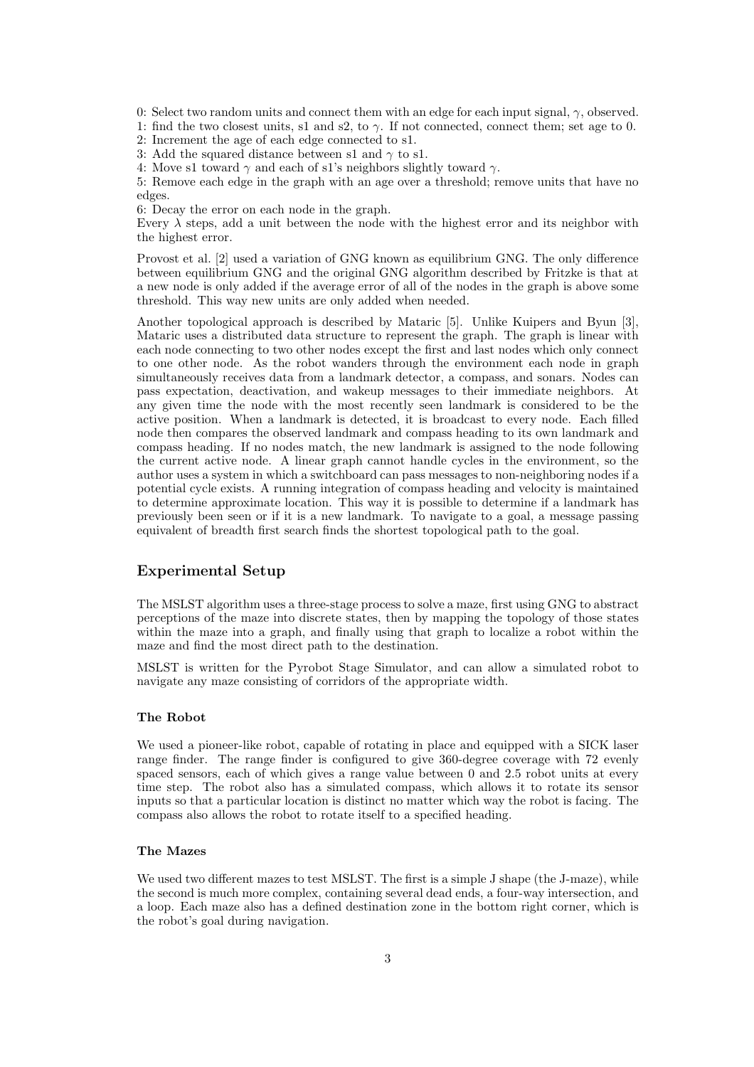0: Select two random units and connect them with an edge for each input signal, $\gamma$, observed.
1: find the two closest units, s1 and s2, to $\gamma$. If not connected, connect them; set age to 0.
2: Increment the age of each edge connected to s1.
3: Add the squared distance between s1 and $\gamma$ to s1.
4: Move s1 toward $\gamma$ and each of s1's neighbors slightly toward $\gamma$.
5: Remove each edge in the graph with an age over a threshold; remove units that have no edges.
6: Decay the error on each node in the graph.
Every $\lambda$ steps, add a unit between the node with the highest error and its neighbor with the highest error.

Provost et al. [2] used a variation of GNG known as equilibrium GNG. The only difference between equilibrium GNG and the original GNG algorithm described by Fritzke is that at a new node is only added if the average error of all of the nodes in the graph is above some threshold. This way new units are only added when needed.

Another topological approach is described by Mataric [5]. Unlike Kuipers and Byun [3], Mataric uses a distributed data structure to represent the graph. The graph is linear with each node connecting to two other nodes except the first and last nodes which only connect to one other node. As the robot wanders through the environment each node in graph simultaneously receives data from a landmark detector, a compass, and sonars. Nodes can pass expectation, deactivation, and wakeup messages to their immediate neighbors. At any given time the node with the most recently seen landmark is considered to be the active position. When a landmark is detected, it is broadcast to every node. Each filled node then compares the observed landmark and compass heading to its own landmark and compass heading. If no nodes match, the new landmark is assigned to the node following the current active node. A linear graph cannot handle cycles in the environment, so the author uses a system in which a switchboard can pass messages to non-neighboring nodes if a potential cycle exists. A running integration of compass heading and velocity is maintained to determine approximate location. This way it is possible to determine if a landmark has previously been seen or if it is a new landmark. To navigate to a goal, a message passing equivalent of breadth first search finds the shortest topological path to the goal.

## Experimental Setup

The MSLST algorithm uses a three-stage process to solve a maze, first using GNG to abstract perceptions of the maze into discrete states, then by mapping the topology of those states within the maze into a graph, and finally using that graph to localize a robot within the maze and find the most direct path to the destination.

MSLST is written for the Pyrobot Stage Simulator, and can allow a simulated robot to navigate any maze consisting of corridors of the appropriate width.

### The Robot

We used a pioneer-like robot, capable of rotating in place and equipped with a SICK laser range finder. The range finder is configured to give 360-degree coverage with 72 evenly spaced sensors, each of which gives a range value between 0 and 2.5 robot units at every time step. The robot also has a simulated compass, which allows it to rotate its sensor inputs so that a particular location is distinct no matter which way the robot is facing. The compass also allows the robot to rotate itself to a specified heading.

### The Mazes

We used two different mazes to test MSLST. The first is a simple J shape (the J-maze), while the second is much more complex, containing several dead ends, a four-way intersection, and a loop. Each maze also has a defined destination zone in the bottom right corner, which is the robot's goal during navigation.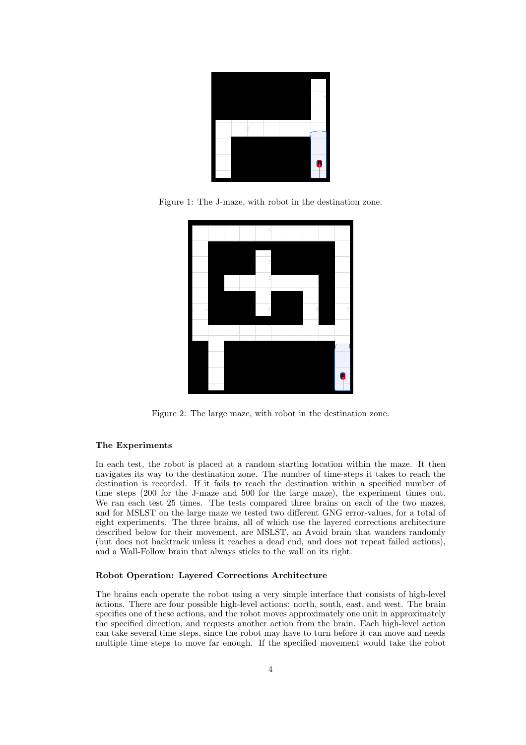Figure 1: The J-maze, with robot in the destination zone.

Figure 2: The large maze, with robot in the destination zone.

### The Experiments

In each test, the robot is placed at a random starting location within the maze. It then navigates its way to the destination zone. The number of time-steps it takes to reach the destination is recorded. If it fails to reach the destination within a specified number of time steps (200 for the J-maze and 500 for the large maze), the experiment times out. We ran each test 25 times. The tests compared three brains on each of the two mazes, and for MSLST on the large maze we tested two different GNG error-values, for a total of eight experiments. The three brains, all of which use the layered corrections architecture described below for their movement, are MSLST, an Avoid brain that wanders randomly (but does not backtrack unless it reaches a dead end, and does not repeat failed actions), and a Wall-Follow brain that always sticks to the wall on its right.

### Robot Operation: Layered Corrections Architecture

The brains each operate the robot using a very simple interface that consists of high-level actions. There are four possible high-level actions: north, south, east, and west. The brain specifies one of these actions, and the robot moves approximately one unit in approximately the specified direction, and requests another action from the brain. Each high-level action can take several time steps, since the robot may have to turn before it can move and needs multiple time steps to move far enough. If the specified movement would take the robot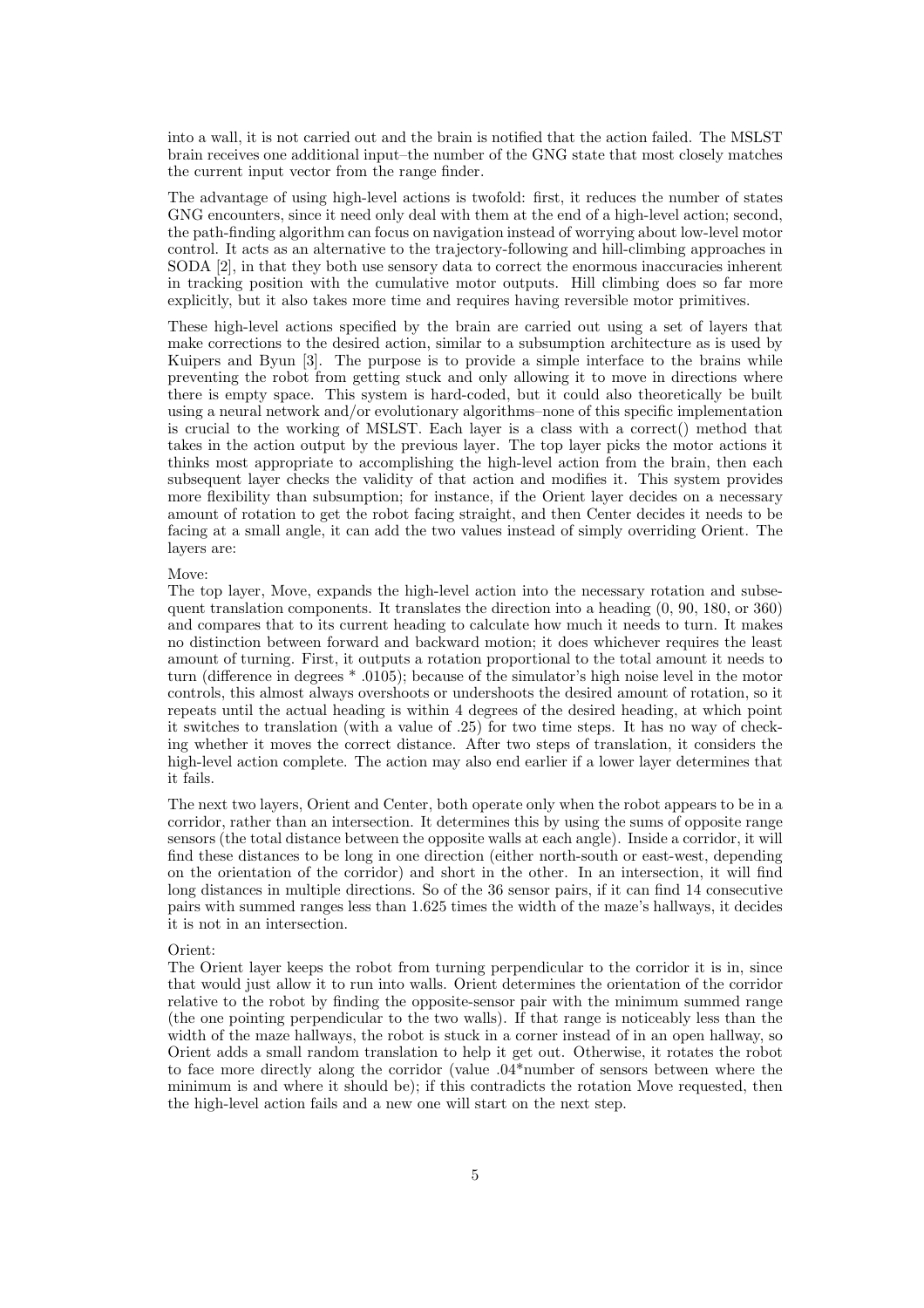into a wall, it is not carried out and the brain is notified that the action failed. The MSLST brain receives one additional input–the number of the GNG state that most closely matches the current input vector from the range finder.

The advantage of using high-level actions is twofold: first, it reduces the number of states GNG encounters, since it need only deal with them at the end of a high-level action; second, the path-finding algorithm can focus on navigation instead of worrying about low-level motor control. It acts as an alternative to the trajectory-following and hill-climbing approaches in SODA [2], in that they both use sensory data to correct the enormous inaccuracies inherent in tracking position with the cumulative motor outputs. Hill climbing does so far more explicitly, but it also takes more time and requires having reversible motor primitives.

These high-level actions specified by the brain are carried out using a set of layers that make corrections to the desired action, similar to a subsumption architecture as is used by Kuipers and Byun [3]. The purpose is to provide a simple interface to the brains while preventing the robot from getting stuck and only allowing it to move in directions where there is empty space. This system is hard-coded, but it could also theoretically be built using a neural network and/or evolutionary algorithms–none of this specific implementation is crucial to the working of MSLST. Each layer is a class with a correct() method that takes in the action output by the previous layer. The top layer picks the motor actions it thinks most appropriate to accomplishing the high-level action from the brain, then each subsequent layer checks the validity of that action and modifies it. This system provides more flexibility than subsumption; for instance, if the Orient layer decides on a necessary amount of rotation to get the robot facing straight, and then Center decides it needs to be facing at a small angle, it can add the two values instead of simply overriding Orient. The layers are:

Move:
The top layer, Move, expands the high-level action into the necessary rotation and subsequent translation components. It translates the direction into a heading (0, 90, 180, or 360) and compares that to its current heading to calculate how much it needs to turn. It makes no distinction between forward and backward motion; it does whichever requires the least amount of turning. First, it outputs a rotation proportional to the total amount it needs to turn (difference in degrees * .0105); because of the simulator's high noise level in the motor controls, this almost always overshoots or undershoots the desired amount of rotation, so it repeats until the actual heading is within 4 degrees of the desired heading, at which point it switches to translation (with a value of .25) for two time steps. It has no way of checking whether it moves the correct distance. After two steps of translation, it considers the high-level action complete. The action may also end earlier if a lower layer determines that it fails.

The next two layers, Orient and Center, both operate only when the robot appears to be in a corridor, rather than an intersection. It determines this by using the sums of opposite range sensors (the total distance between the opposite walls at each angle). Inside a corridor, it will find these distances to be long in one direction (either north-south or east-west, depending on the orientation of the corridor) and short in the other. In an intersection, it will find long distances in multiple directions. So of the 36 sensor pairs, if it can find 14 consecutive pairs with summed ranges less than 1.625 times the width of the maze's hallways, it decides it is not in an intersection.

Orient:
The Orient layer keeps the robot from turning perpendicular to the corridor it is in, since that would just allow it to run into walls. Orient determines the orientation of the corridor relative to the robot by finding the opposite-sensor pair with the minimum summed range (the one pointing perpendicular to the two walls). If that range is noticeably less than the width of the maze hallways, the robot is stuck in a corner instead of in an open hallway, so Orient adds a small random translation to help it get out. Otherwise, it rotates the robot to face more directly along the corridor (value .04*number of sensors between where the minimum is and where it should be); if this contradicts the rotation Move requested, then the high-level action fails and a new one will start on the next step.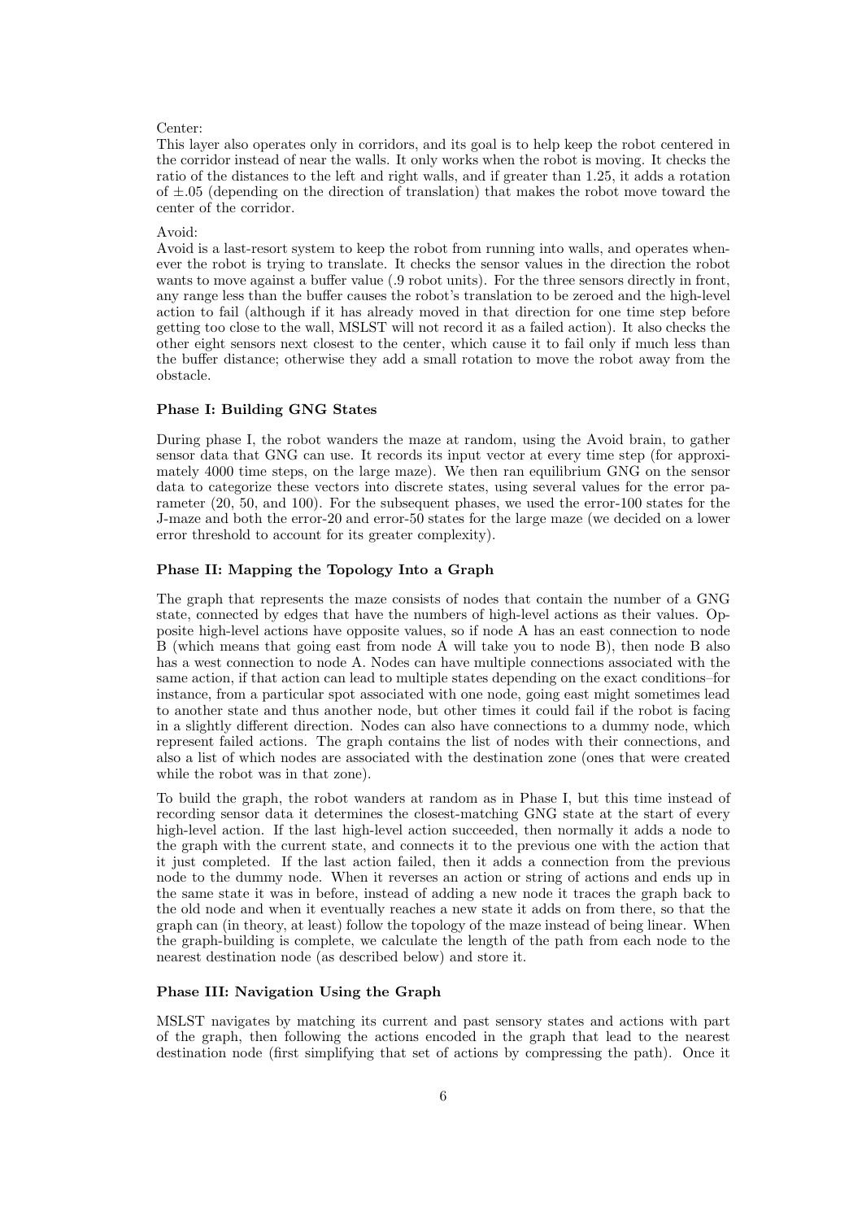Center:
This layer also operates only in corridors, and its goal is to help keep the robot centered in the corridor instead of near the walls. It only works when the robot is moving. It checks the ratio of the distances to the left and right walls, and if greater than 1.25, it adds a rotation of $\pm.05$ (depending on the direction of translation) that makes the robot move toward the center of the corridor.

Avoid:
Avoid is a last-resort system to keep the robot from running into walls, and operates whenever the robot is trying to translate. It checks the sensor values in the direction the robot wants to move against a buffer value (.9 robot units). For the three sensors directly in front, any range less than the buffer causes the robot's translation to be zeroed and the high-level action to fail (although if it has already moved in that direction for one time step before getting too close to the wall, MSLST will not record it as a failed action). It also checks the other eight sensors next closest to the center, which cause it to fail only if much less than the buffer distance; otherwise they add a small rotation to move the robot away from the obstacle.

### Phase I: Building GNG States

During phase I, the robot wanders the maze at random, using the Avoid brain, to gather sensor data that GNG can use. It records its input vector at every time step (for approximately 4000 time steps, on the large maze). We then ran equilibrium GNG on the sensor data to categorize these vectors into discrete states, using several values for the error parameter (20, 50, and 100). For the subsequent phases, we used the error-100 states for the J-maze and both the error-20 and error-50 states for the large maze (we decided on a lower error threshold to account for its greater complexity).

### Phase II: Mapping the Topology Into a Graph

The graph that represents the maze consists of nodes that contain the number of a GNG state, connected by edges that have the numbers of high-level actions as their values. Opposite high-level actions have opposite values, so if node A has an east connection to node B (which means that going east from node A will take you to node B), then node B also has a west connection to node A. Nodes can have multiple connections associated with the same action, if that action can lead to multiple states depending on the exact conditions–for instance, from a particular spot associated with one node, going east might sometimes lead to another state and thus another node, but other times it could fail if the robot is facing in a slightly different direction. Nodes can also have connections to a dummy node, which represent failed actions. The graph contains the list of nodes with their connections, and also a list of which nodes are associated with the destination zone (ones that were created while the robot was in that zone).

To build the graph, the robot wanders at random as in Phase I, but this time instead of recording sensor data it determines the closest-matching GNG state at the start of every high-level action. If the last high-level action succeeded, then normally it adds a node to the graph with the current state, and connects it to the previous one with the action that it just completed. If the last action failed, then it adds a connection from the previous node to the dummy node. When it reverses an action or string of actions and ends up in the same state it was in before, instead of adding a new node it traces the graph back to the old node and when it eventually reaches a new state it adds on from there, so that the graph can (in theory, at least) follow the topology of the maze instead of being linear. When the graph-building is complete, we calculate the length of the path from each node to the nearest destination node (as described below) and store it.

### Phase III: Navigation Using the Graph

MSLST navigates by matching its current and past sensory states and actions with part of the graph, then following the actions encoded in the graph that lead to the nearest destination node (first simplifying that set of actions by compressing the path). Once it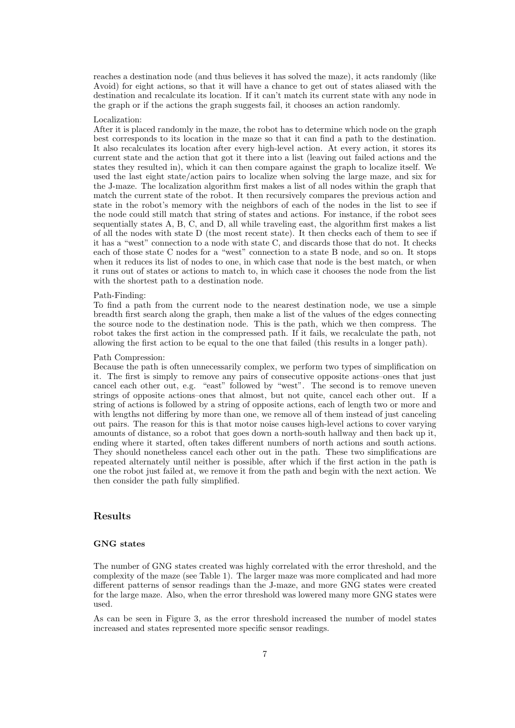reaches a destination node (and thus believes it has solved the maze), it acts randomly (like Avoid) for eight actions, so that it will have a chance to get out of states aliased with the destination and recalculate its location. If it can't match its current state with any node in the graph or if the actions the graph suggests fail, it chooses an action randomly.

Localization:
After it is placed randomly in the maze, the robot has to determine which node on the graph best corresponds to its location in the maze so that it can find a path to the destination. It also recalculates its location after every high-level action. At every action, it stores its current state and the action that got it there into a list (leaving out failed actions and the states they resulted in), which it can then compare against the graph to localize itself. We used the last eight state/action pairs to localize when solving the large maze, and six for the J-maze. The localization algorithm first makes a list of all nodes within the graph that match the current state of the robot. It then recursively compares the previous action and state in the robot's memory with the neighbors of each of the nodes in the list to see if the node could still match that string of states and actions. For instance, if the robot sees sequentially states A, B, C, and D, all while traveling east, the algorithm first makes a list of all the nodes with state D (the most recent state). It then checks each of them to see if it has a "west" connection to a node with state C, and discards those that do not. It checks each of those state C nodes for a "west" connection to a state B node, and so on. It stops when it reduces its list of nodes to one, in which case that node is the best match, or when it runs out of states or actions to match to, in which case it chooses the node from the list with the shortest path to a destination node.

Path-Finding:
To find a path from the current node to the nearest destination node, we use a simple breadth first search along the graph, then make a list of the values of the edges connecting the source node to the destination node. This is the path, which we then compress. The robot takes the first action in the compressed path. If it fails, we recalculate the path, not allowing the first action to be equal to the one that failed (this results in a longer path).

Path Compression:
Because the path is often unnecessarily complex, we perform two types of simplification on it. The first is simply to remove any pairs of consecutive opposite actions–ones that just cancel each other out, e.g. "east" followed by "west". The second is to remove uneven strings of opposite actions–ones that almost, but not quite, cancel each other out. If a string of actions is followed by a string of opposite actions, each of length two or more and with lengths not differing by more than one, we remove all of them instead of just canceling out pairs. The reason for this is that motor noise causes high-level actions to cover varying amounts of distance, so a robot that goes down a north-south hallway and then back up it, ending where it started, often takes different numbers of north actions and south actions. They should nonetheless cancel each other out in the path. These two simplifications are repeated alternately until neither is possible, after which if the first action in the path is one the robot just failed at, we remove it from the path and begin with the next action. We then consider the path fully simplified.

## Results

### GNG states

The number of GNG states created was highly correlated with the error threshold, and the complexity of the maze (see Table 1). The larger maze was more complicated and had more different patterns of sensor readings than the J-maze, and more GNG states were created for the large maze. Also, when the error threshold was lowered many more GNG states were used.

As can be seen in Figure 3, as the error threshold increased the number of model states increased and states represented more specific sensor readings.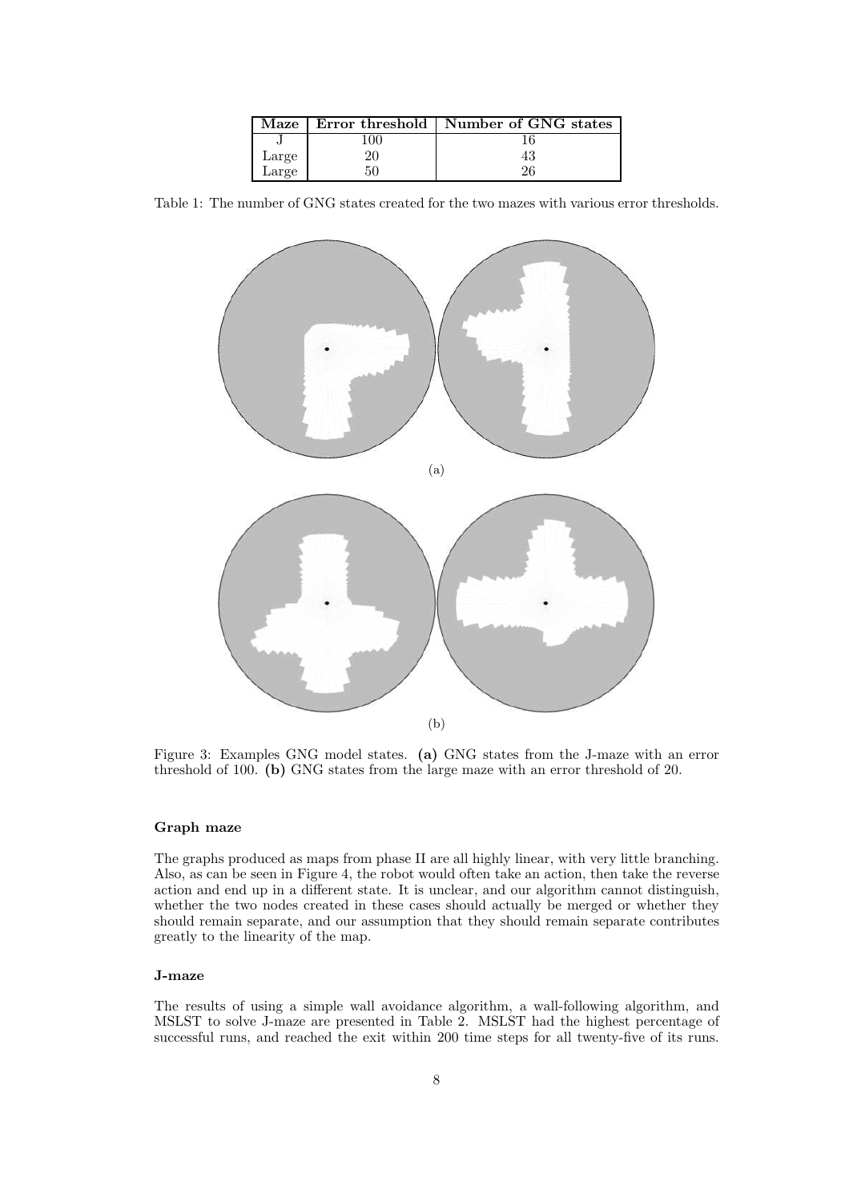| Maze | Error threshold | Number of GNG states |
| --- | --- | --- |
| J | 100 | 16 |
| Large | 20 | 43 |
| Large | 50 | 26 |

Table 1: The number of GNG states created for the two mazes with various error thresholds.

(a)

(b)

Figure 3: Examples GNG model states. **(a)** GNG states from the J-maze with an error threshold of 100. **(b)** GNG states from the large maze with an error threshold of 20.

#### Graph maze

The graphs produced as maps from phase II are all highly linear, with very little branching. Also, as can be seen in Figure 4, the robot would often take an action, then take the reverse action and end up in a different state. It is unclear, and our algorithm cannot distinguish, whether the two nodes created in these cases should actually be merged or whether they should remain separate, and our assumption that they should remain separate contributes greatly to the linearity of the map.

#### J-maze

The results of using a simple wall avoidance algorithm, a wall-following algorithm, and MSLST to solve J-maze are presented in Table 2. MSLST had the highest percentage of successful runs, and reached the exit within 200 time steps for all twenty-five of its runs.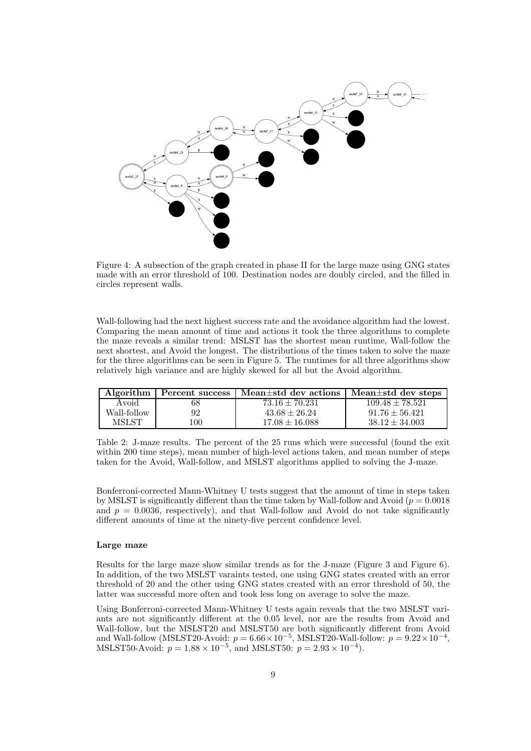Figure 4: A subsection of the graph created in phase II for the large maze using GNG states made with an error threshold of 100. Destination nodes are doubly circled, and the filled in circles represent walls.

Wall-following had the next highest success rate and the avoidance algorithm had the lowest. Comparing the mean amount of time and actions it took the three algorithms to complete the maze reveals a similar trend: MSLST has the shortest mean runtime, Wall-follow the next shortest, and Avoid the longest. The distributions of the times taken to solve the maze for the three algorithms can be seen in Figure 5. The runtimes for all three algorithms show relatively high variance and are highly skewed for all but the Avoid algorithm.

| Algorithm | Percent success | Mean±std dev actions | Mean±std dev steps |
|---|---|---|---|
| Avoid | 68 | $73.16 \pm 70.231$ | $109.48 \pm 78.521$ |
| Wall-follow | 92 | $43.68 \pm 26.24$ | $91.76 \pm 56.421$ |
| MSLST | 100 | $17.08 \pm 16.088$ | $38.12 \pm 34.003$ |

Table 2: J-maze results. The percent of the 25 runs which were successful (found the exit within 200 time steps), mean number of high-level actions taken, and mean number of steps taken for the Avoid, Wall-follow, and MSLST algorithms applied to solving the J-maze.

Bonferroni-corrected Mann-Whitney U tests suggest that the amount of time in steps taken by MSLST is significantly different than the time taken by Wall-follow and Avoid ($p = 0.0018$ and $p = 0.0036$, respectively), and that Wall-follow and Avoid do not take significantly different amounts of time at the ninety-five percent confidence level.

**Large maze**

Results for the large maze show similar trends as for the J-maze (Figure 3 and Figure 6). In addition, of the two MSLST varaints tested, one using GNG states created with an error threshold of 20 and the other using GNG states created with an error threshold of 50, the latter was successful more often and took less long on average to solve the maze.

Using Bonferroni-corrected Mann-Whitney U tests again reveals that the two MSLST variants are not significantly different at the 0.05 level, nor are the results from Avoid and Wall-follow, but the MSLST20 and MSLST50 are both significantly different from Avoid and Wall-follow (MSLST20-Avoid: $p = 6.66 \times 10^{-5}$, MSLST20-Wall-follow: $p = 9.22 \times 10^{-4}$, MSLST50-Avoid: $p = 1.88 \times 10^{-5}$, and MSLST50: $p = 2.93 \times 10^{-4}$).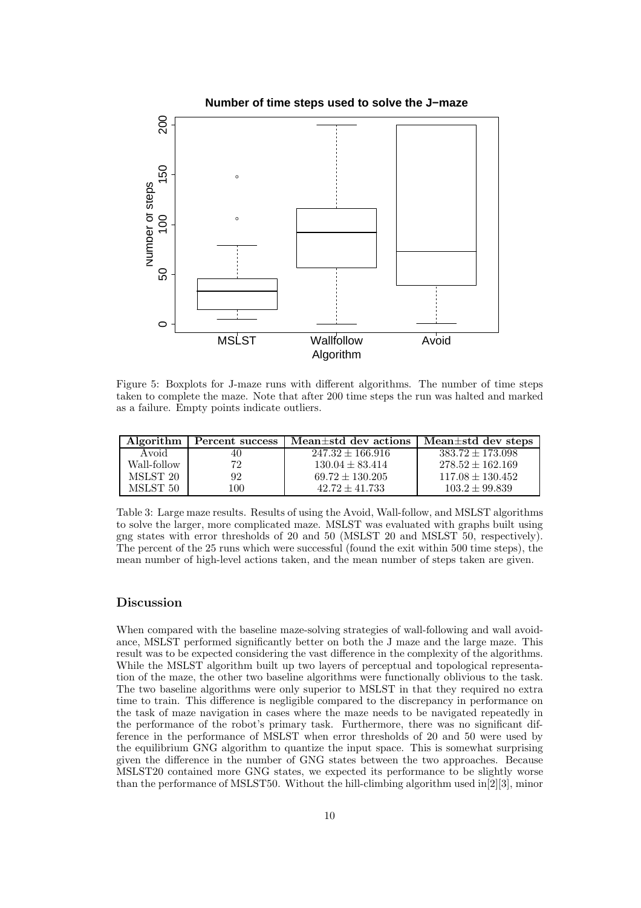Figure 5: Boxplots for J-maze runs with different algorithms. The number of time steps taken to complete the maze. Note that after 200 time steps the run was halted and marked as a failure. Empty points indicate outliers.

| Algorithm | Percent success | Mean±std dev actions | Mean±std dev steps |
|---|---|---|---|
| Avoid | 40 | $247.32 \pm 166.916$ | $383.72 \pm 173.098$ |
| Wall-follow | 72 | $130.04 \pm 83.414$ | $278.52 \pm 162.169$ |
| MSLST 20 | 92 | $69.72 \pm 130.205$ | $117.08 \pm 130.452$ |
| MSLST 50 | 100 | $42.72 \pm 41.733$ | $103.2 \pm 99.839$ |

Table 3: Large maze results. Results of using the Avoid, Wall-follow, and MSLST algorithms to solve the larger, more complicated maze. MSLST was evaluated with graphs built using gng states with error thresholds of 20 and 50 (MSLST 20 and MSLST 50, respectively). The percent of the 25 runs which were successful (found the exit within 500 time steps), the mean number of high-level actions taken, and the mean number of steps taken are given.

## Discussion

When compared with the baseline maze-solving strategies of wall-following and wall avoidance, MSLST performed significantly better on both the J maze and the large maze. This result was to be expected considering the vast difference in the complexity of the algorithms. While the MSLST algorithm built up two layers of perceptual and topological representation of the maze, the other two baseline algorithms were functionally oblivious to the task. The two baseline algorithms were only superior to MSLST in that they required no extra time to train. This difference is negligible compared to the discrepancy in performance on the task of maze navigation in cases where the maze needs to be navigated repeatedly in the performance of the robot's primary task. Furthermore, there was no significant difference in the performance of MSLST when error thresholds of 20 and 50 were used by the equilibrium GNG algorithm to quantize the input space. This is somewhat surprising given the difference in the number of GNG states between the two approaches. Because MSLST20 contained more GNG states, we expected its performance to be slightly worse than the performance of MSLST50. Without the hill-climbing algorithm used in[2][3], minor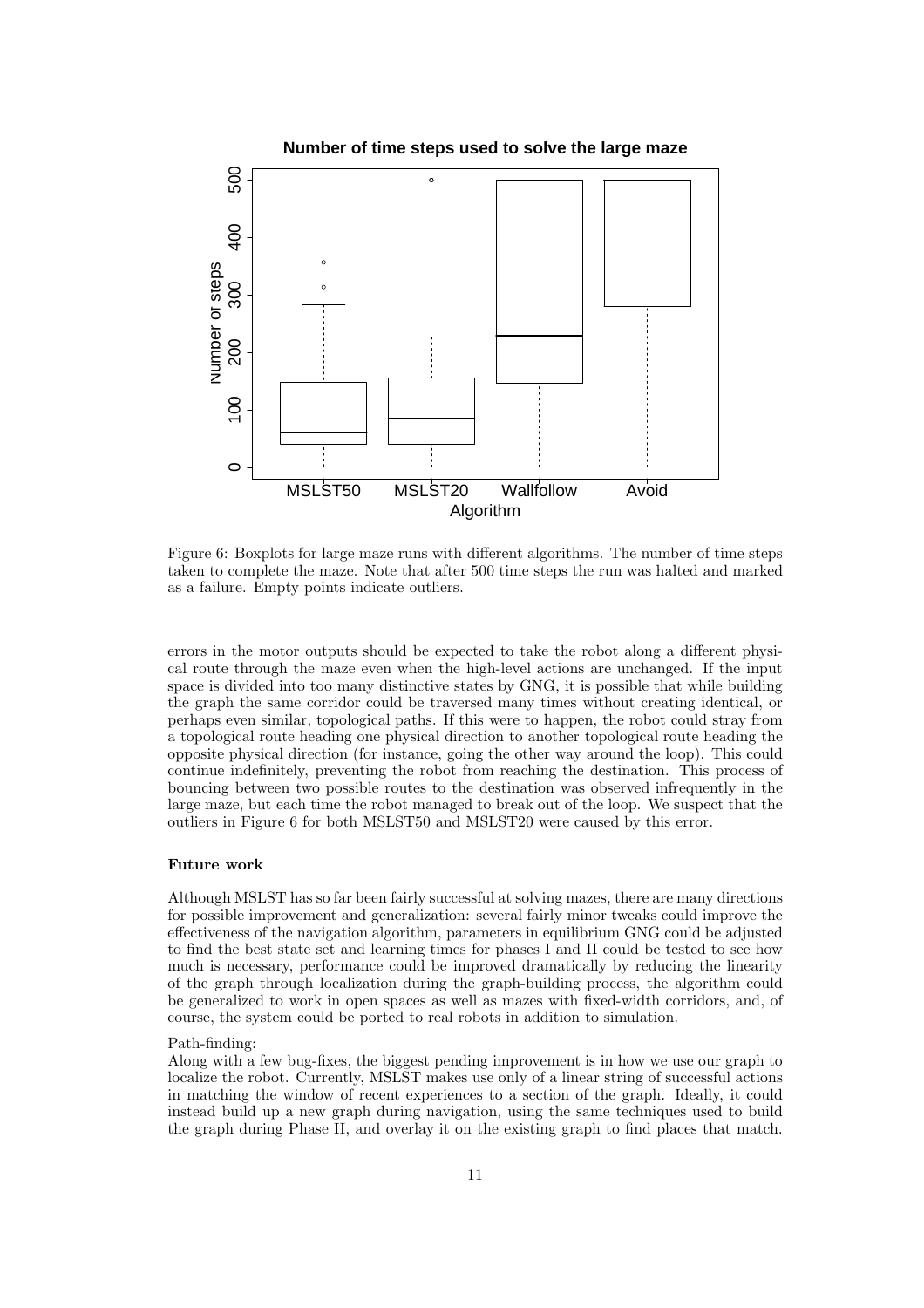Figure 6: Boxplots for large maze runs with different algorithms. The number of time steps taken to complete the maze. Note that after 500 time steps the run was halted and marked as a failure. Empty points indicate outliers.

errors in the motor outputs should be expected to take the robot along a different physical route through the maze even when the high-level actions are unchanged. If the input space is divided into too many distinctive states by GNG, it is possible that while building the graph the same corridor could be traversed many times without creating identical, or perhaps even similar, topological paths. If this were to happen, the robot could stray from a topological route heading one physical direction to another topological route heading the opposite physical direction (for instance, going the other way around the loop). This could continue indefinitely, preventing the robot from reaching the destination. This process of bouncing between two possible routes to the destination was observed infrequently in the large maze, but each time the robot managed to break out of the loop. We suspect that the outliers in Figure 6 for both MSLST50 and MSLST20 were caused by this error.

#### Future work

Although MSLST has so far been fairly successful at solving mazes, there are many directions for possible improvement and generalization: several fairly minor tweaks could improve the effectiveness of the navigation algorithm, parameters in equilibrium GNG could be adjusted to find the best state set and learning times for phases I and II could be tested to see how much is necessary, performance could be improved dramatically by reducing the linearity of the graph through localization during the graph-building process, the algorithm could be generalized to work in open spaces as well as mazes with fixed-width corridors, and, of course, the system could be ported to real robots in addition to simulation.

Path-finding:
Along with a few bug-fixes, the biggest pending improvement is in how we use our graph to localize the robot. Currently, MSLST makes use only of a linear string of successful actions in matching the window of recent experiences to a section of the graph. Ideally, it could instead build up a new graph during navigation, using the same techniques used to build the graph during Phase II, and overlay it on the existing graph to find places that match.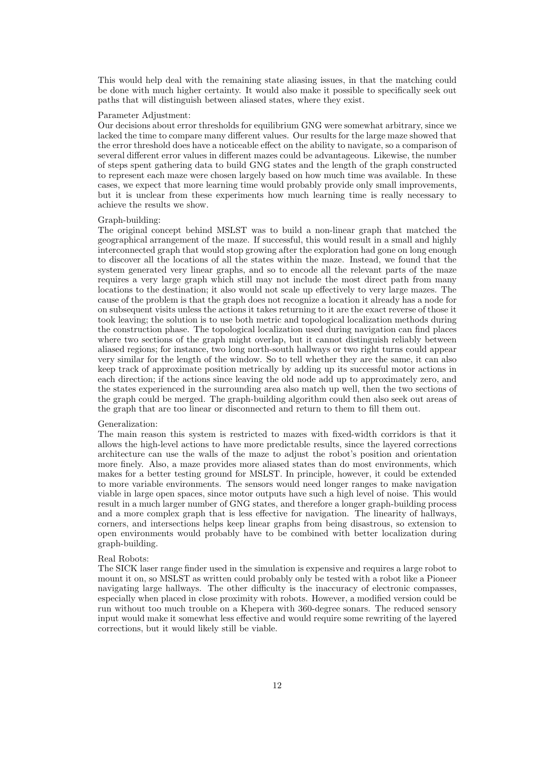This would help deal with the remaining state aliasing issues, in that the matching could be done with much higher certainty. It would also make it possible to specifically seek out paths that will distinguish between aliased states, where they exist.

Parameter Adjustment:
Our decisions about error thresholds for equilibrium GNG were somewhat arbitrary, since we lacked the time to compare many different values. Our results for the large maze showed that the error threshold does have a noticeable effect on the ability to navigate, so a comparison of several different error values in different mazes could be advantageous. Likewise, the number of steps spent gathering data to build GNG states and the length of the graph constructed to represent each maze were chosen largely based on how much time was available. In these cases, we expect that more learning time would probably provide only small improvements, but it is unclear from these experiments how much learning time is really necessary to achieve the results we show.

Graph-building:
The original concept behind MSLST was to build a non-linear graph that matched the geographical arrangement of the maze. If successful, this would result in a small and highly interconnected graph that would stop growing after the exploration had gone on long enough to discover all the locations of all the states within the maze. Instead, we found that the system generated very linear graphs, and so to encode all the relevant parts of the maze requires a very large graph which still may not include the most direct path from many locations to the destination; it also would not scale up effectively to very large mazes. The cause of the problem is that the graph does not recognize a location it already has a node for on subsequent visits unless the actions it takes returning to it are the exact reverse of those it took leaving; the solution is to use both metric and topological localization methods during the construction phase. The topological localization used during navigation can find places where two sections of the graph might overlap, but it cannot distinguish reliably between aliased regions; for instance, two long north-south hallways or two right turns could appear very similar for the length of the window. So to tell whether they are the same, it can also keep track of approximate position metrically by adding up its successful motor actions in each direction; if the actions since leaving the old node add up to approximately zero, and the states experienced in the surrounding area also match up well, then the two sections of the graph could be merged. The graph-building algorithm could then also seek out areas of the graph that are too linear or disconnected and return to them to fill them out.

Generalization:
The main reason this system is restricted to mazes with fixed-width corridors is that it allows the high-level actions to have more predictable results, since the layered corrections architecture can use the walls of the maze to adjust the robot's position and orientation more finely. Also, a maze provides more aliased states than do most environments, which makes for a better testing ground for MSLST. In principle, however, it could be extended to more variable environments. The sensors would need longer ranges to make navigation viable in large open spaces, since motor outputs have such a high level of noise. This would result in a much larger number of GNG states, and therefore a longer graph-building process and a more complex graph that is less effective for navigation. The linearity of hallways, corners, and intersections helps keep linear graphs from being disastrous, so extension to open environments would probably have to be combined with better localization during graph-building.

Real Robots:
The SICK laser range finder used in the simulation is expensive and requires a large robot to mount it on, so MSLST as written could probably only be tested with a robot like a Pioneer navigating large hallways. The other difficulty is the inaccuracy of electronic compasses, especially when placed in close proximity with robots. However, a modified version could be run without too much trouble on a Khepera with 360-degree sonars. The reduced sensory input would make it somewhat less effective and would require some rewriting of the layered corrections, but it would likely still be viable.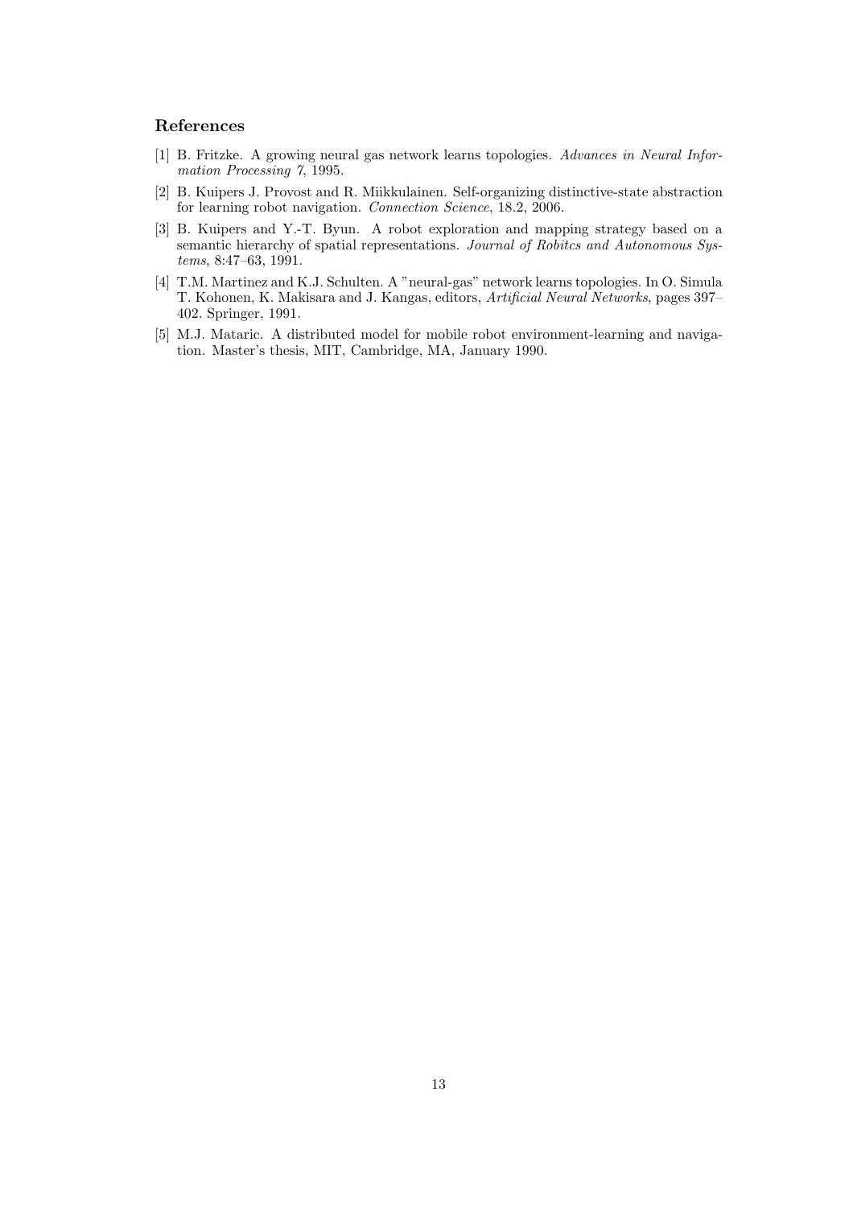## References

[1] B. Fritzke. A growing neural gas network learns topologies. *Advances in Neural Information Processing 7*, 1995.

[2] B. Kuipers J. Provost and R. Miikkulainen. Self-organizing distinctive-state abstraction for learning robot navigation. *Connection Science*, 18.2, 2006.

[3] B. Kuipers and Y.-T. Byun. A robot exploration and mapping strategy based on a semantic hierarchy of spatial representations. *Journal of Robitcs and Autonomous Systems*, 8:47–63, 1991.

[4] T.M. Martinez and K.J. Schulten. A "neural-gas" network learns topologies. In O. Simula T. Kohonen, K. Makisara and J. Kangas, editors, *Artificial Neural Networks*, pages 397–402. Springer, 1991.

[5] M.J. Mataric. A distributed model for mobile robot environment-learning and navigation. Master's thesis, MIT, Cambridge, MA, January 1990.